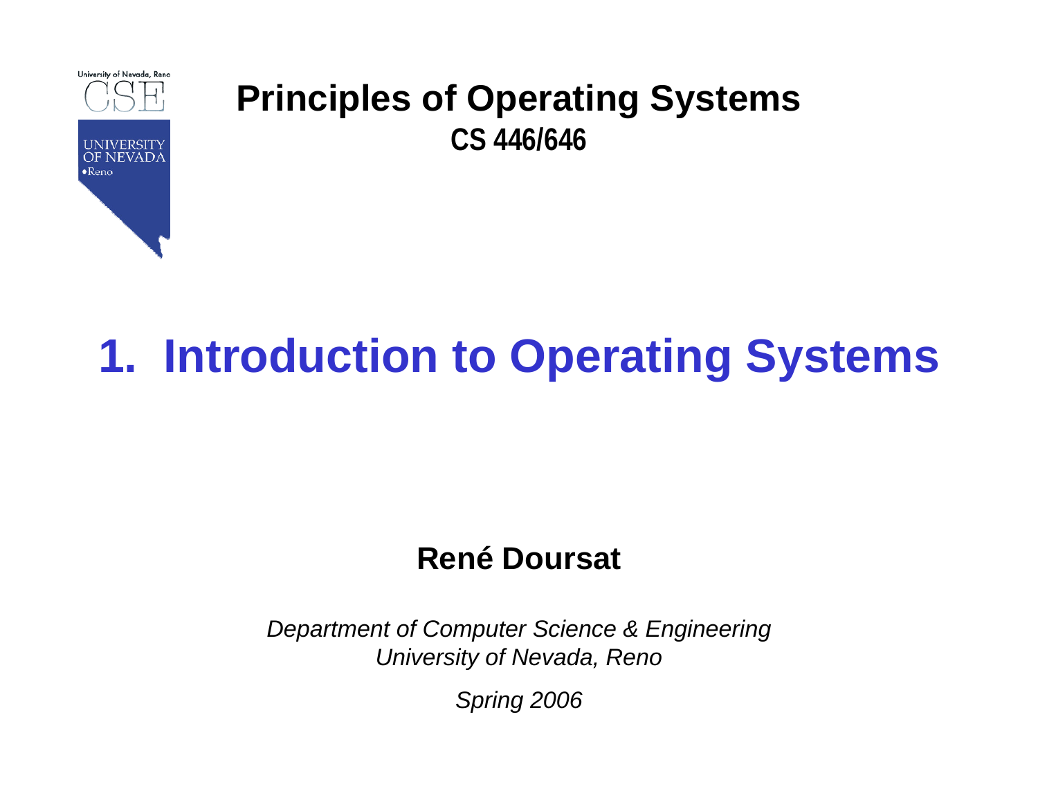**Principles of Operating Systems**

**CS 446/646**

# 1. Introduction to Operating Systems

**René Doursat**

*Department of Computer Science & Engineering*
*University of Nevada, Reno*

*Spring 2006*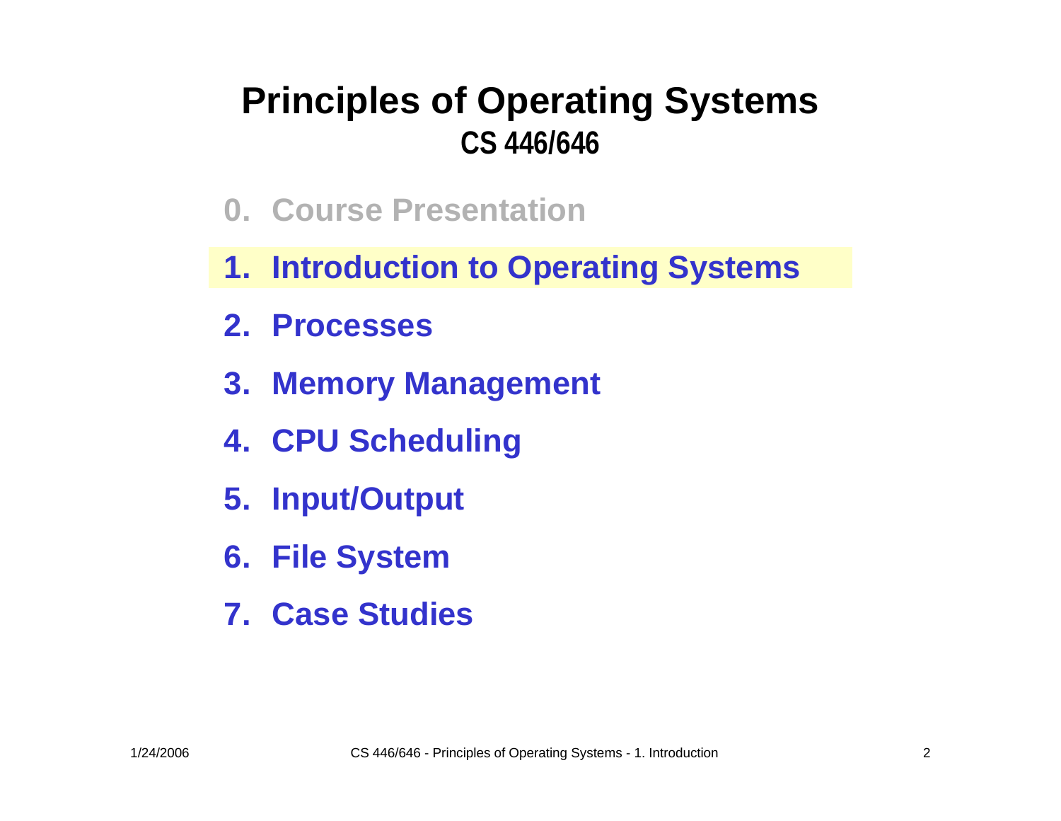# Principles of Operating Systems

## CS 446/646

0. Course Presentation
1. **Introduction to Operating Systems**
2. Processes
3. Memory Management
4. CPU Scheduling
5. Input/Output
6. File System
7. Case Studies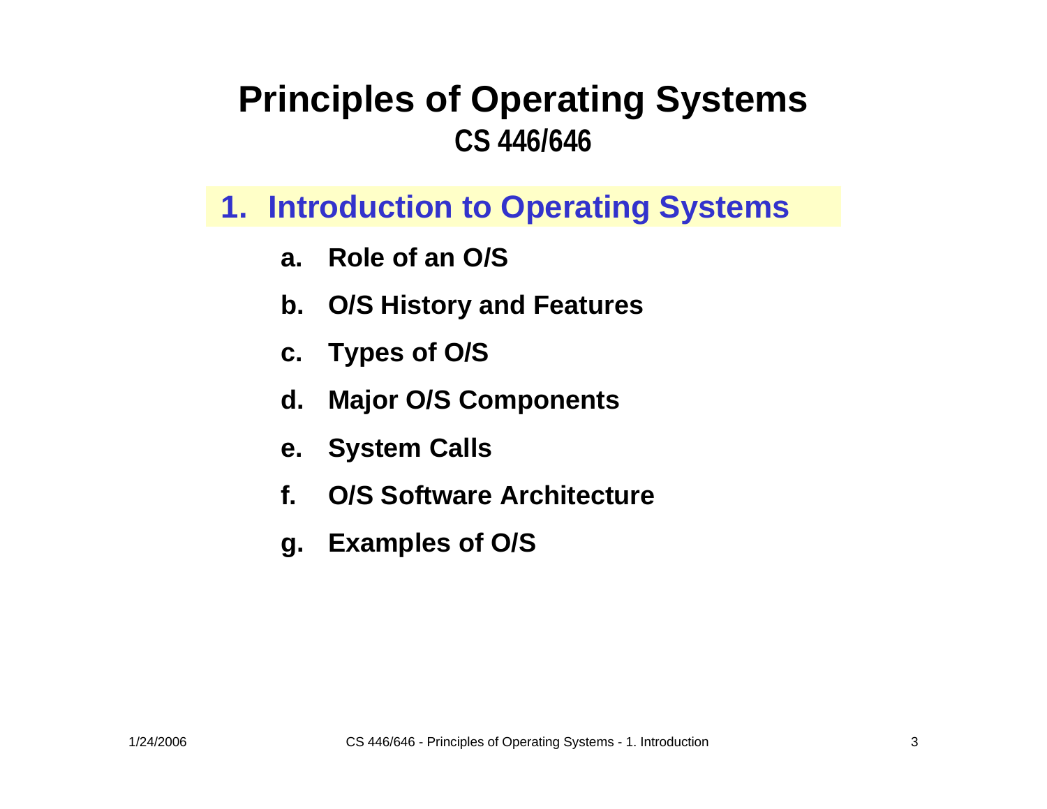# Principles of Operating Systems

**CS 446/646**

## 1. Introduction to Operating Systems

a. **Role of an O/S**

b. **O/S History and Features**

c. **Types of O/S**

d. **Major O/S Components**

e. **System Calls**

f. **O/S Software Architecture**

g. **Examples of O/S**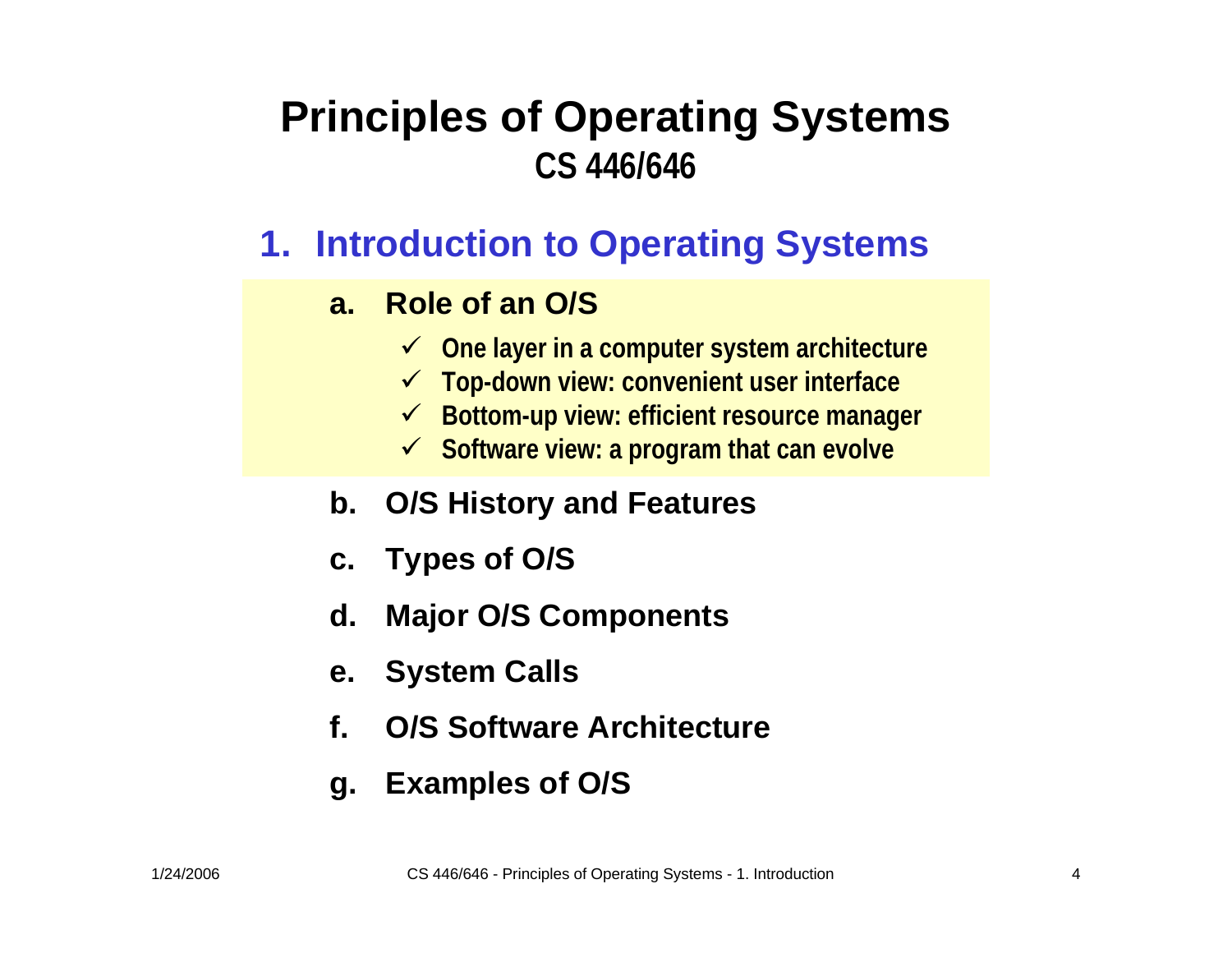# Principles of Operating Systems
## CS 446/646

### 1. Introduction to Operating Systems

a. **Role of an O/S**
   - ✓ One layer in a computer system architecture
   - ✓ Top-down view: convenient user interface
   - ✓ Bottom-up view: efficient resource manager
   - ✓ Software view: a program that can evolve

b. **O/S History and Features**

c. **Types of O/S**

d. **Major O/S Components**

e. **System Calls**

f. **O/S Software Architecture**

g. **Examples of O/S**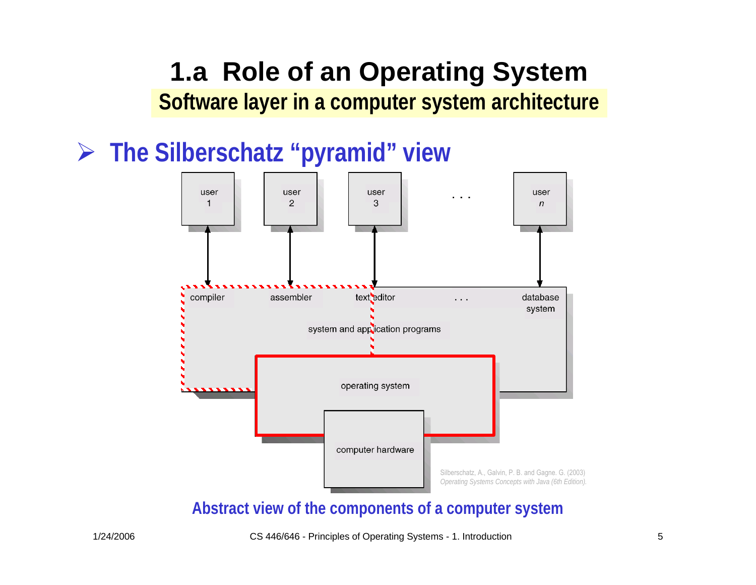# 1.a Role of an Operating System

## Software layer in a computer system architecture

➤ **The Silberschatz "pyramid" view**

user 1 | user 2 | user 3 | . . . | user *n*

compiler | assembler | text editor | . . . | database system

system and application programs

operating system

computer hardware

Silberschatz, A., Galvin, P. B. and Gagne. G. (2003) *Operating Systems Concepts with Java (6th Edition).*

**Abstract view of the components of a computer system**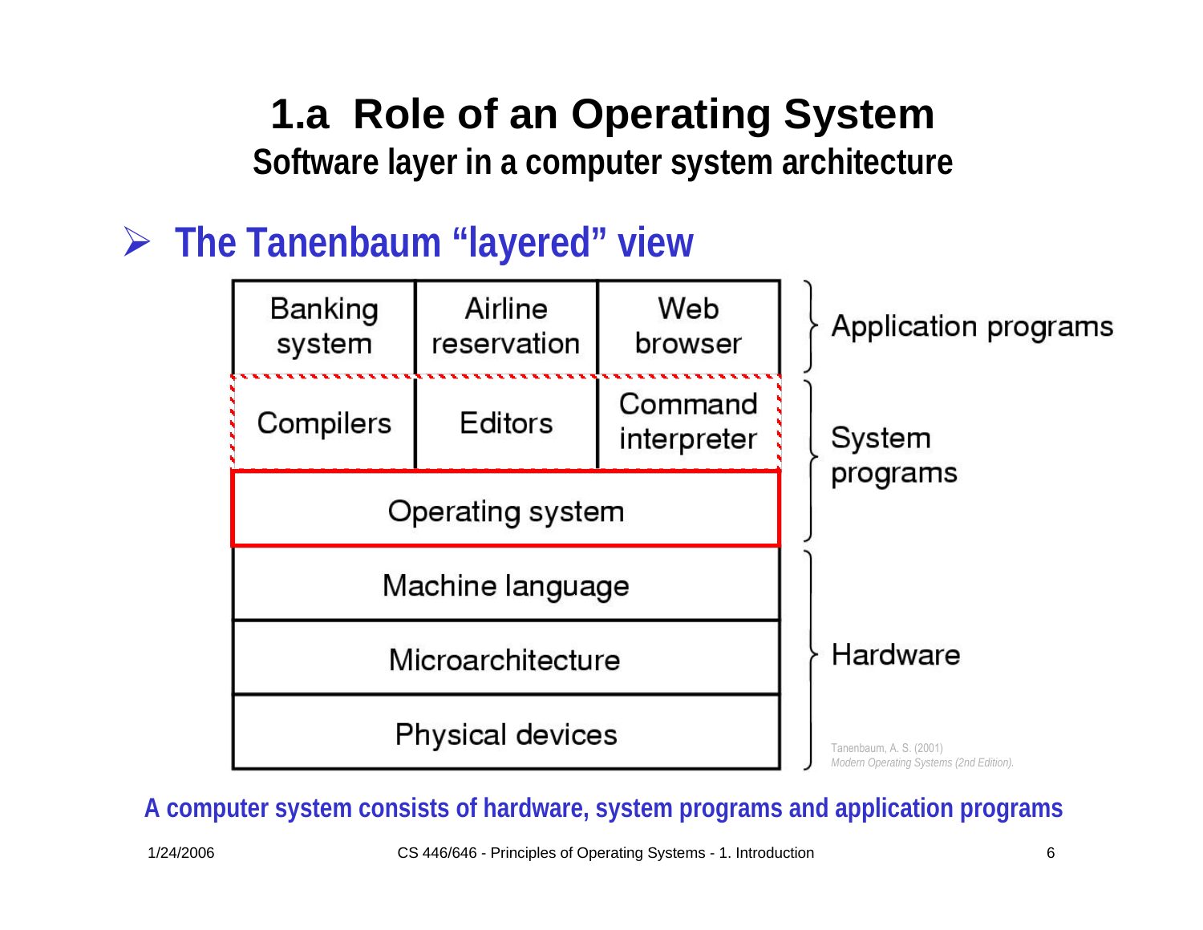# 1.a Role of an Operating System

## Software layer in a computer system architecture

- **The Tanenbaum "layered" view**

| Banking system | Airline reservation | Web browser | Application programs |
|---|---|---|---|
| Compilers | Editors | Command interpreter | System programs |
| Operating system | | | System programs |
| Machine language | | | Hardware |
| Microarchitecture | | | Hardware |
| Physical devices | | | Hardware |

Tanenbaum, A. S. (2001)
*Modern Operating Systems (2nd Edition).*

**A computer system consists of hardware, system programs and application programs**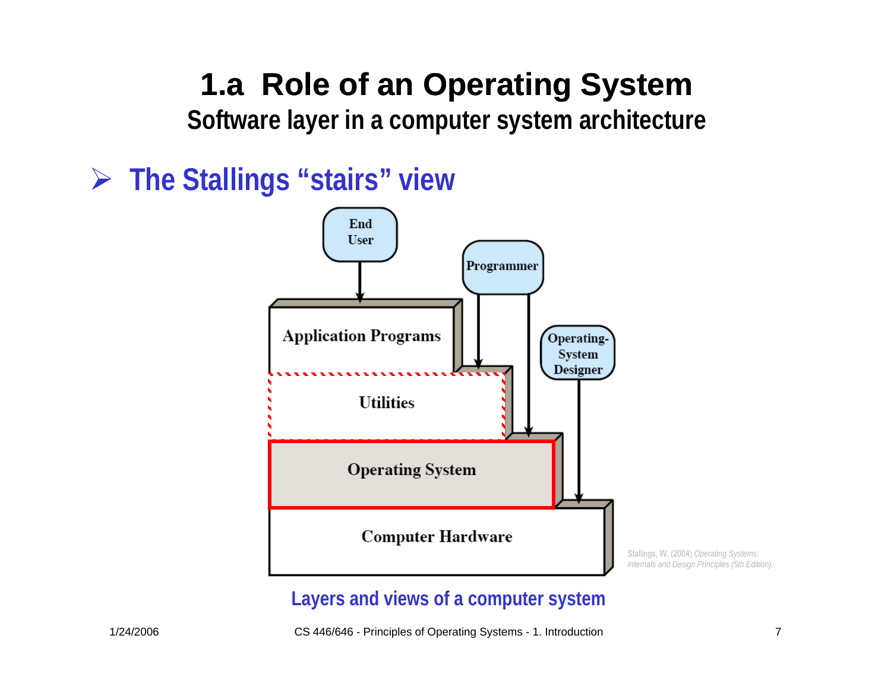# 1.a Role of an Operating System

## Software layer in a computer system architecture

- **The Stallings "stairs" view**

End User

Programmer

Operating-System Designer

Application Programs

Utilities

Operating System

Computer Hardware

Stallings, W. (2004) *Operating Systems: Internals and Design Principles (5th Edition).*

**Layers and views of a computer system**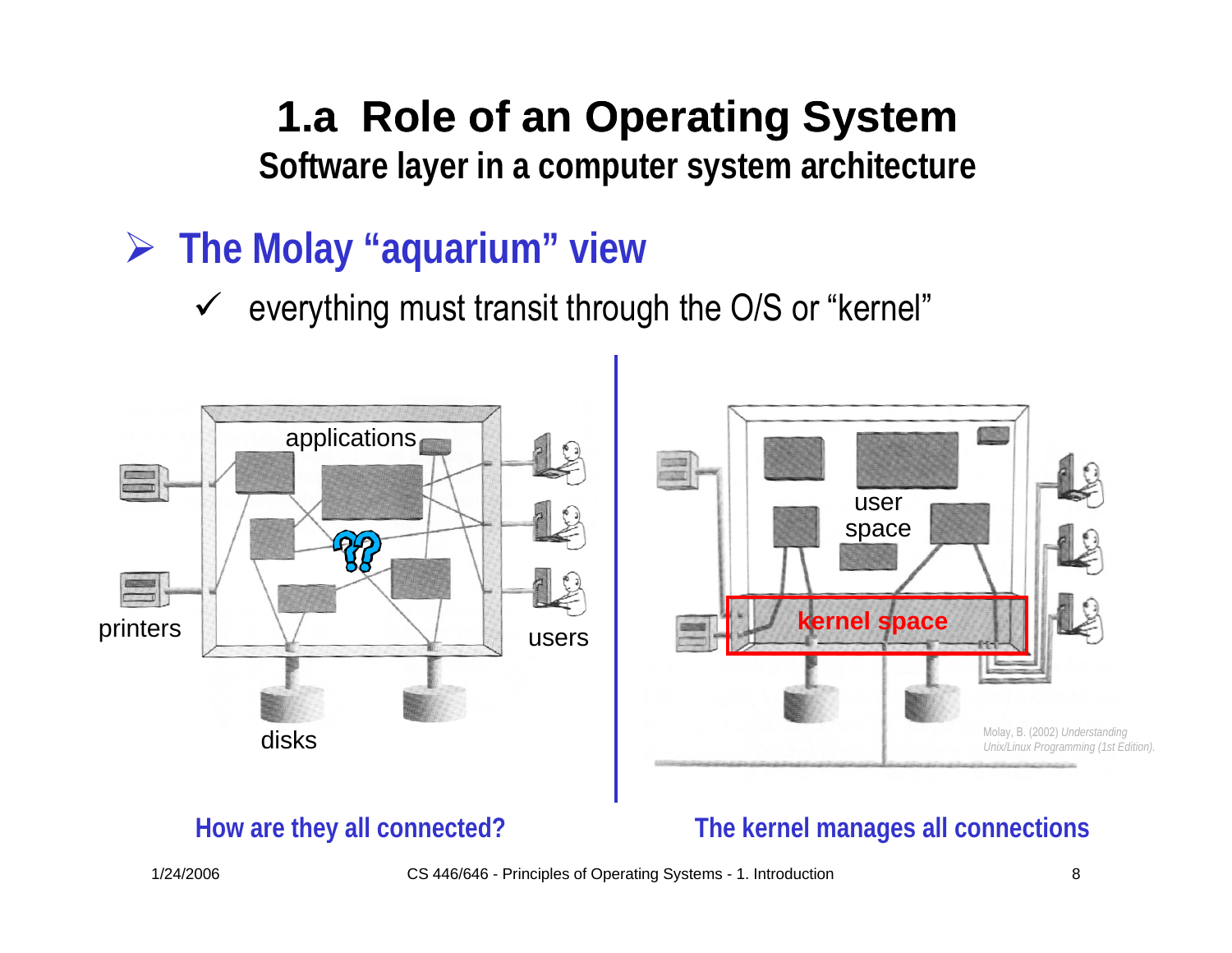# 1.a Role of an Operating System

## Software layer in a computer system architecture

- **The Molay "aquarium" view**
  - ✓ everything must transit through the O/S or "kernel"

applications

printers

users

disks

user space

kernel space

Molay, B. (2002) *Understanding Unix/Linux Programming (1st Edition).*

**How are they all connected?**

**The kernel manages all connections**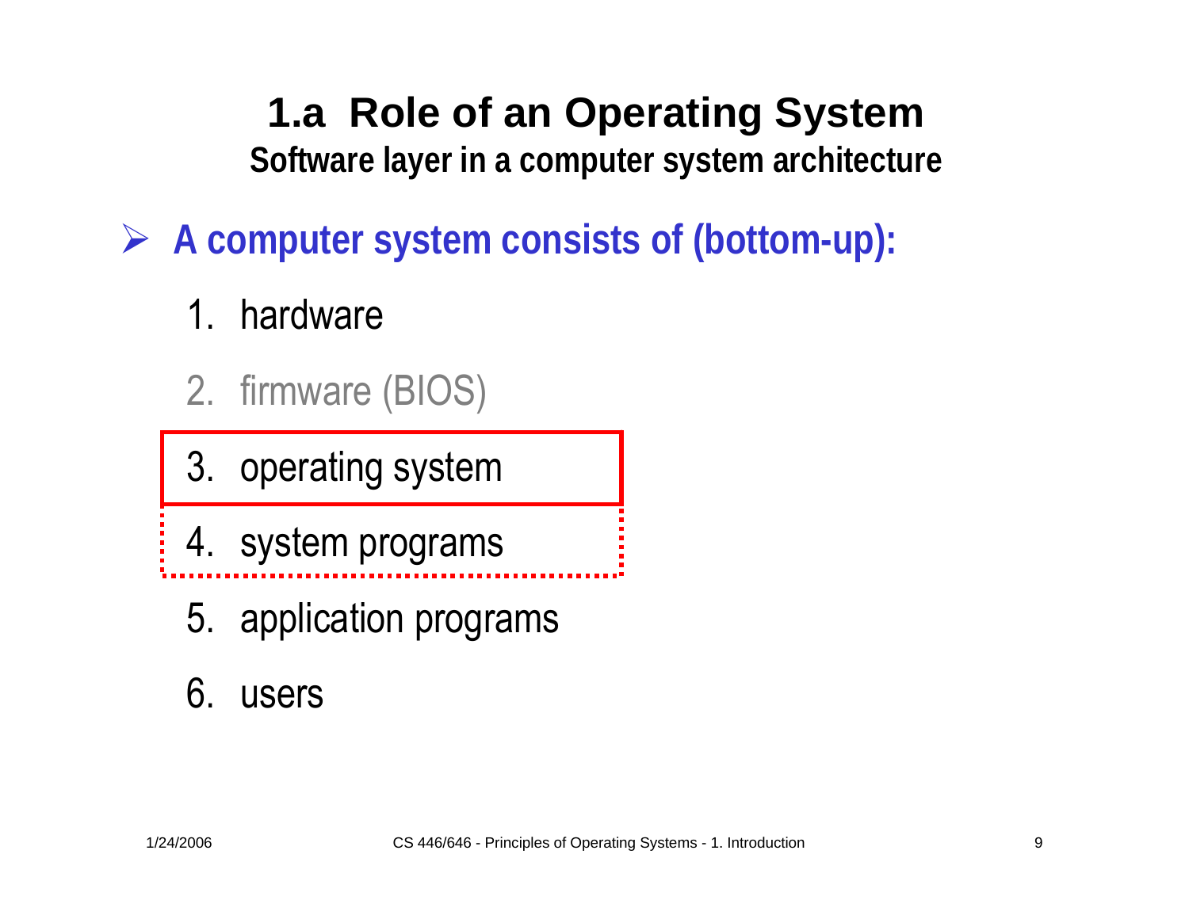# 1.a Role of an Operating System

## Software layer in a computer system architecture

- **A computer system consists of (bottom-up):**

1. hardware
2. firmware (BIOS)
3. operating system
4. system programs
5. application programs
6. users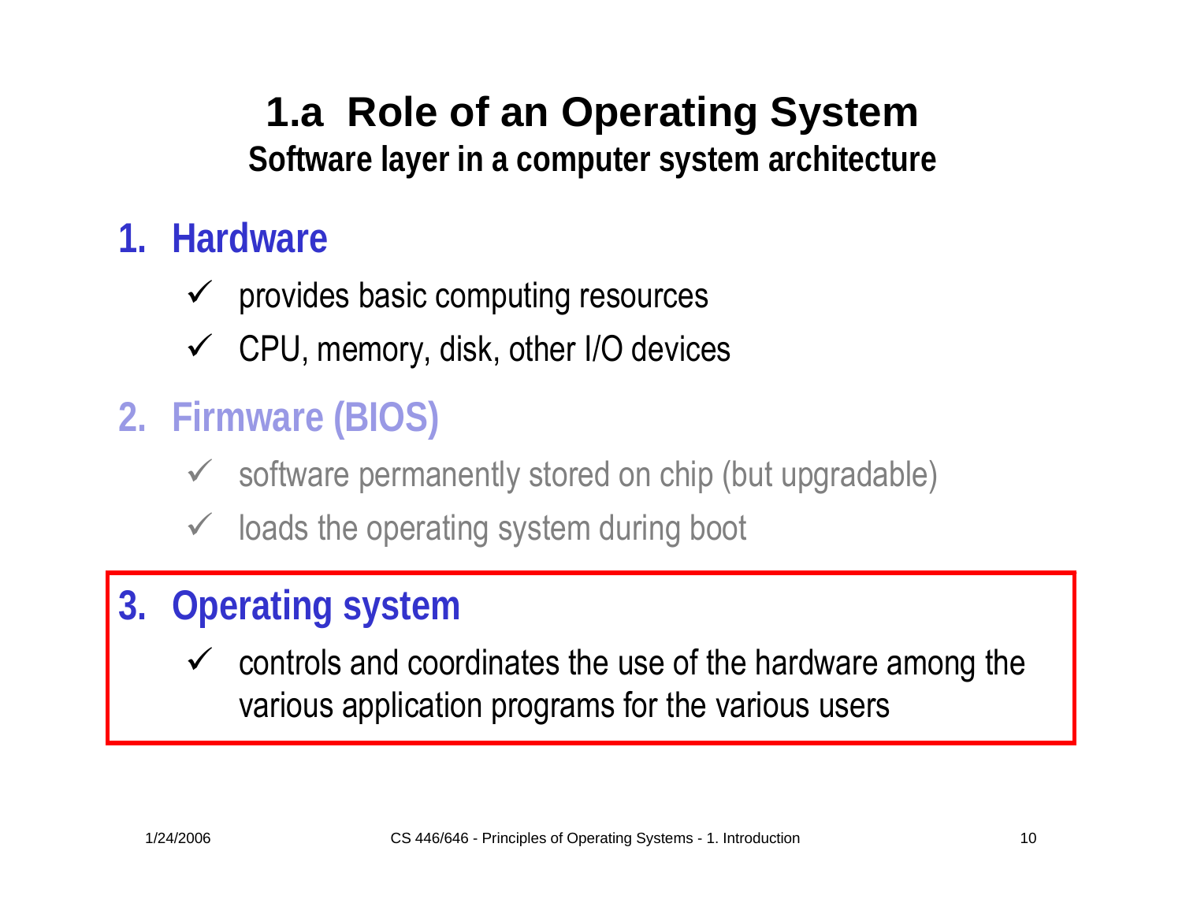# 1.a Role of an Operating System

## Software layer in a computer system architecture

1. **Hardware**
   - ✓ provides basic computing resources
   - ✓ CPU, memory, disk, other I/O devices
2. **Firmware (BIOS)**
   - ✓ software permanently stored on chip (but upgradable)
   - ✓ loads the operating system during boot
3. **Operating system**
   - ✓ controls and coordinates the use of the hardware among the various application programs for the various users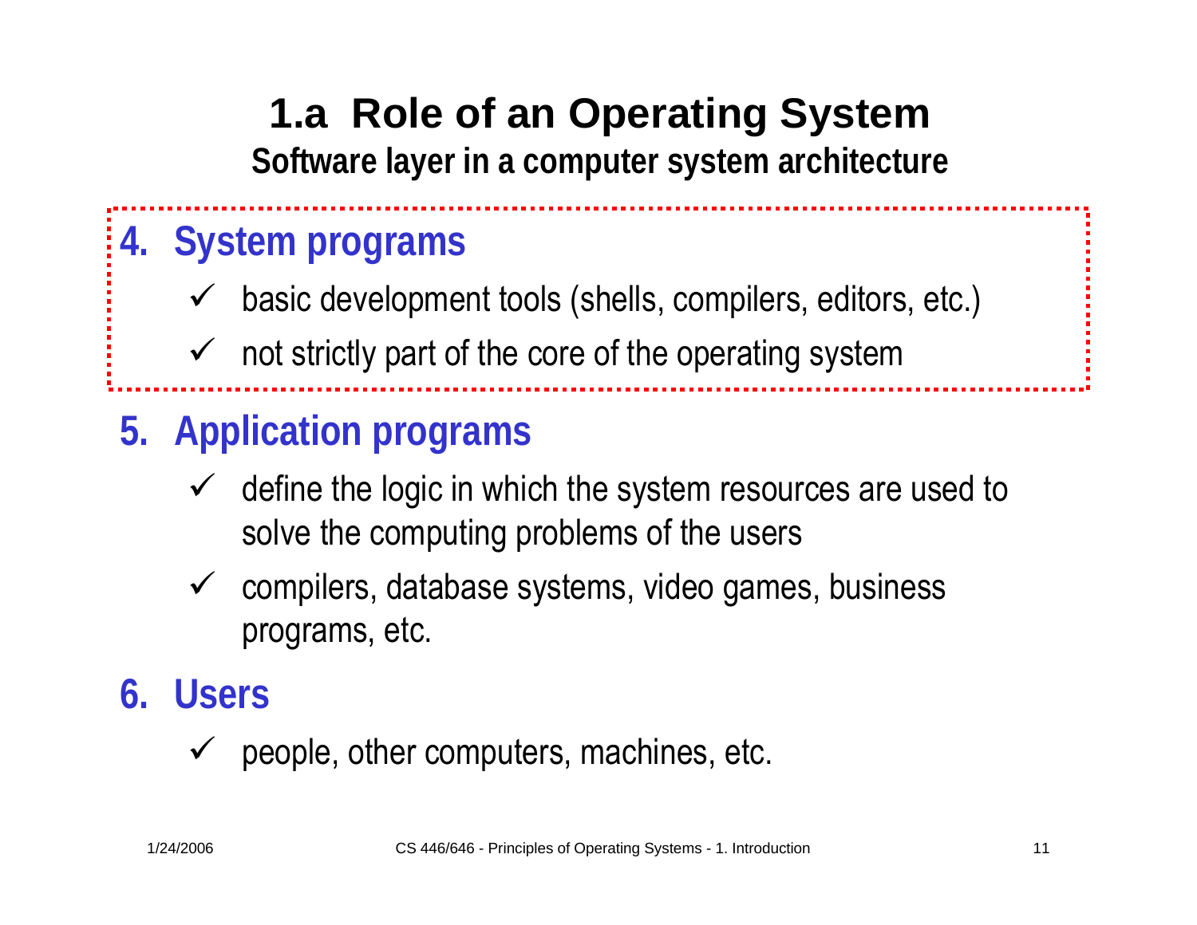# 1.a Role of an Operating System

## Software layer in a computer system architecture

4. **System programs**
   - basic development tools (shells, compilers, editors, etc.)
   - not strictly part of the core of the operating system

5. **Application programs**
   - define the logic in which the system resources are used to solve the computing problems of the users
   - compilers, database systems, video games, business programs, etc.

6. **Users**
   - people, other computers, machines, etc.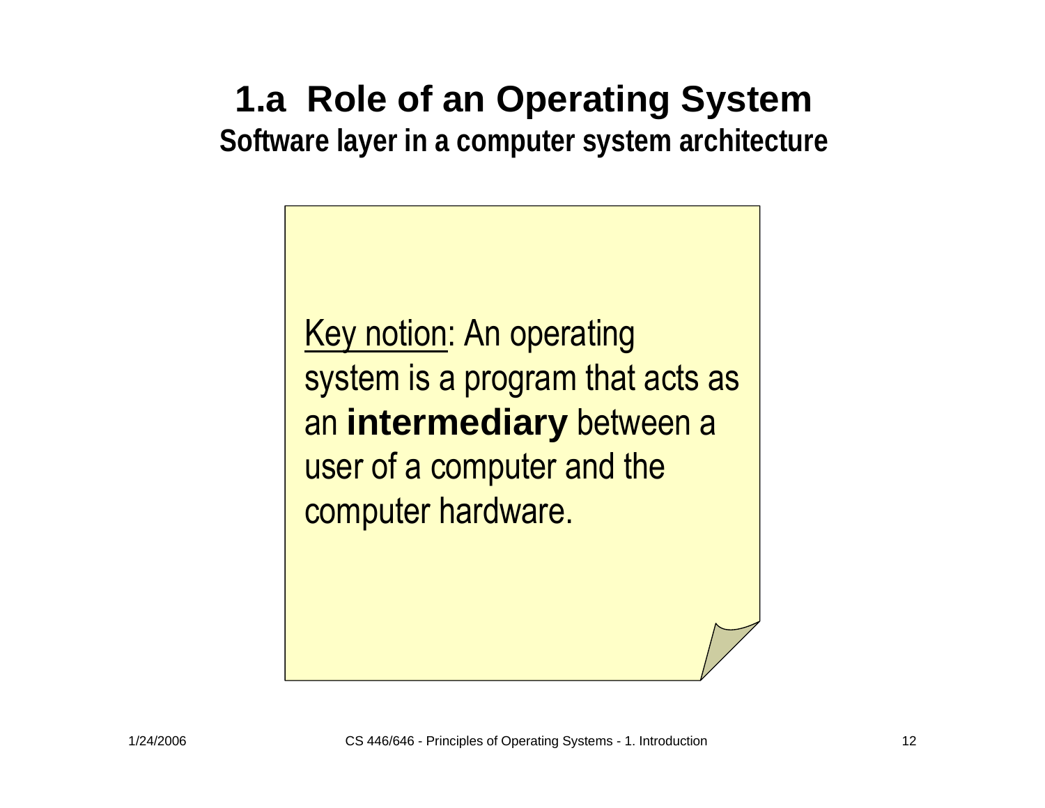# 1.a Role of an Operating System

## Software layer in a computer system architecture

Key notion: An operating system is a program that acts as an **intermediary** between a user of a computer and the computer hardware.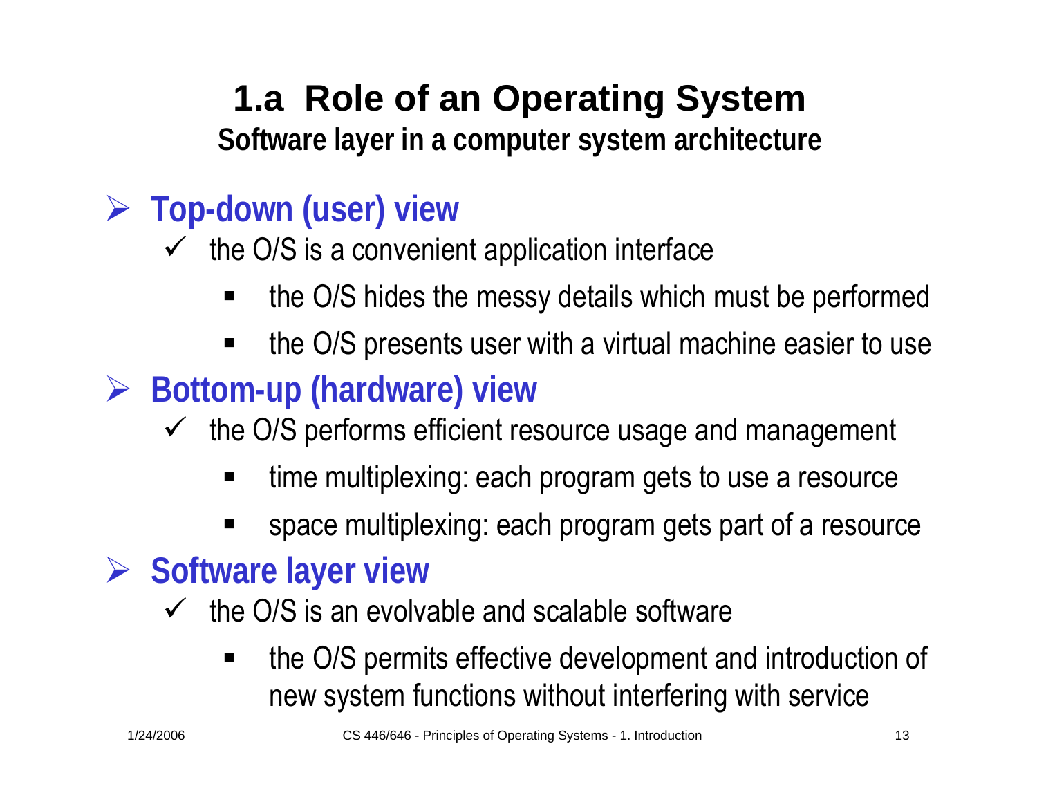# 1.a Role of an Operating System

**Software layer in a computer system architecture**

- **Top-down (user) view**
  - the O/S is a convenient application interface
    - the O/S hides the messy details which must be performed
    - the O/S presents user with a virtual machine easier to use
- **Bottom-up (hardware) view**
  - the O/S performs efficient resource usage and management
    - time multiplexing: each program gets to use a resource
    - space multiplexing: each program gets part of a resource
- **Software layer view**
  - the O/S is an evolvable and scalable software
    - the O/S permits effective development and introduction of new system functions without interfering with service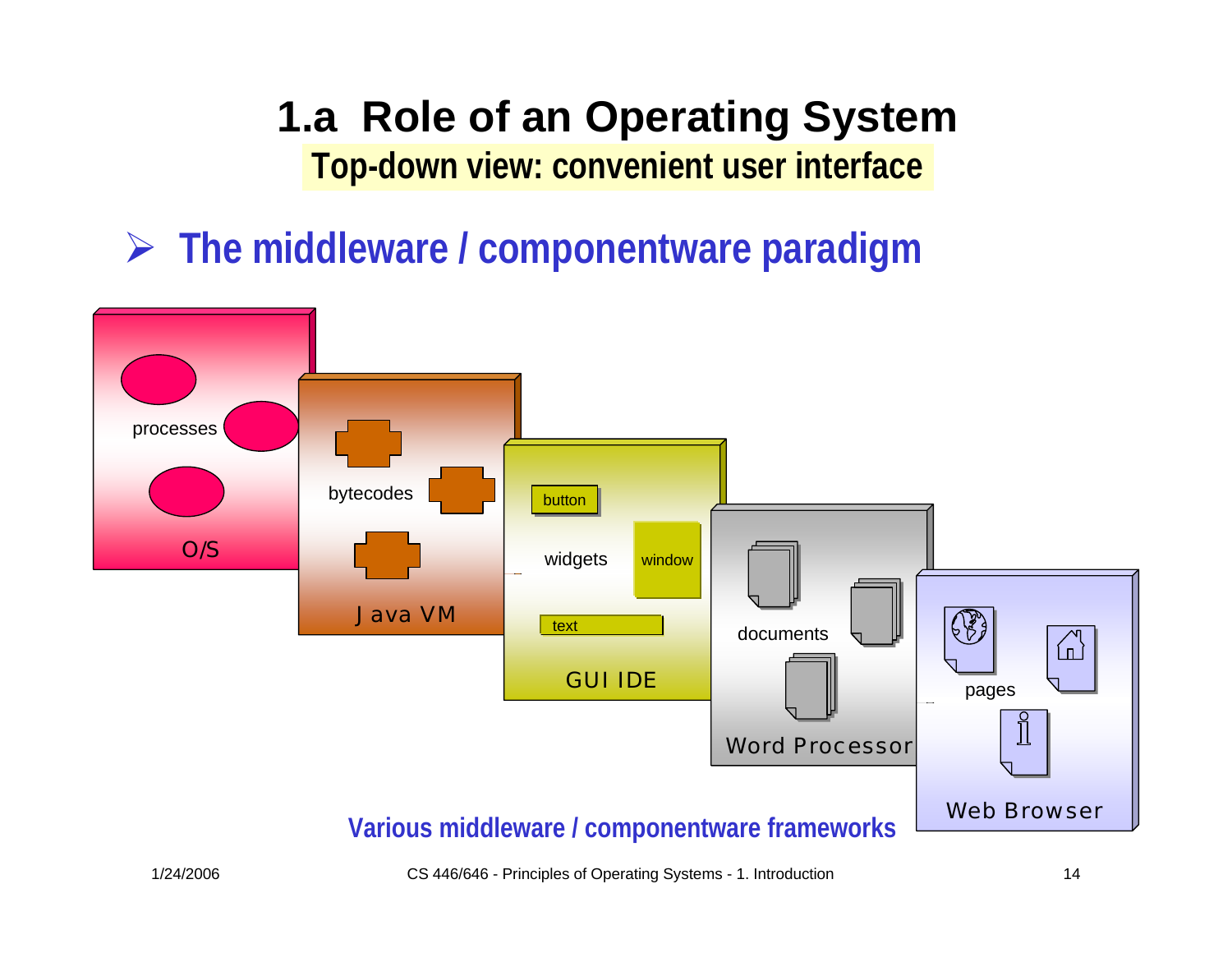# 1.a Role of an Operating System

**Top-down view: convenient user interface**

- **The middleware / componentware paradigm**

processes

O/S

bytecodes

Java VM

button

widgets

window

text

GUI IDE

documents

Word Processor

pages

Web Browser

**Various middleware / componentware frameworks**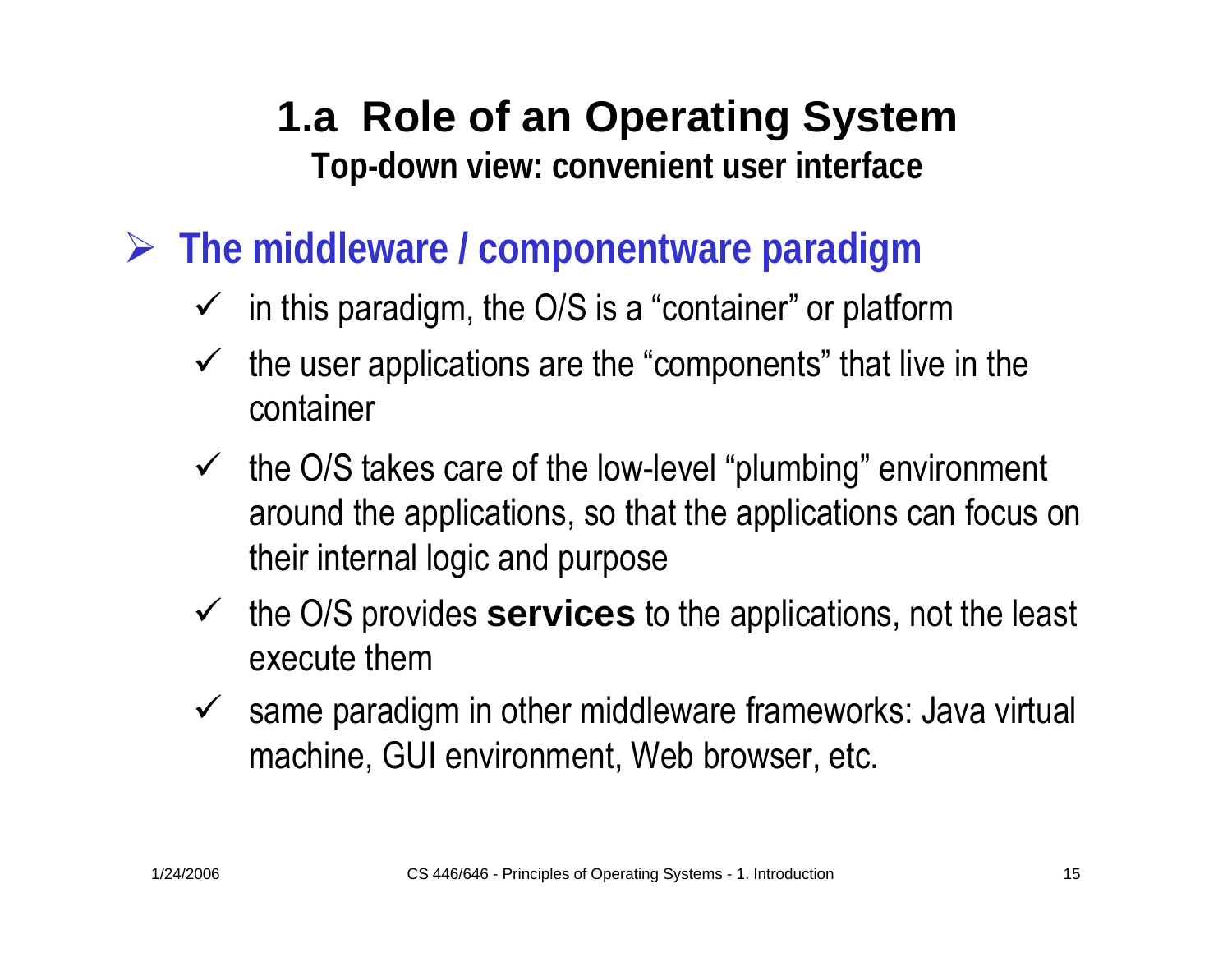# 1.a Role of an Operating System

**Top-down view: convenient user interface**

- **The middleware / componentware paradigm**
  - in this paradigm, the O/S is a "container" or platform
  - the user applications are the "components" that live in the container
  - the O/S takes care of the low-level "plumbing" environment around the applications, so that the applications can focus on their internal logic and purpose
  - the O/S provides **services** to the applications, not the least execute them
  - same paradigm in other middleware frameworks: Java virtual machine, GUI environment, Web browser, etc.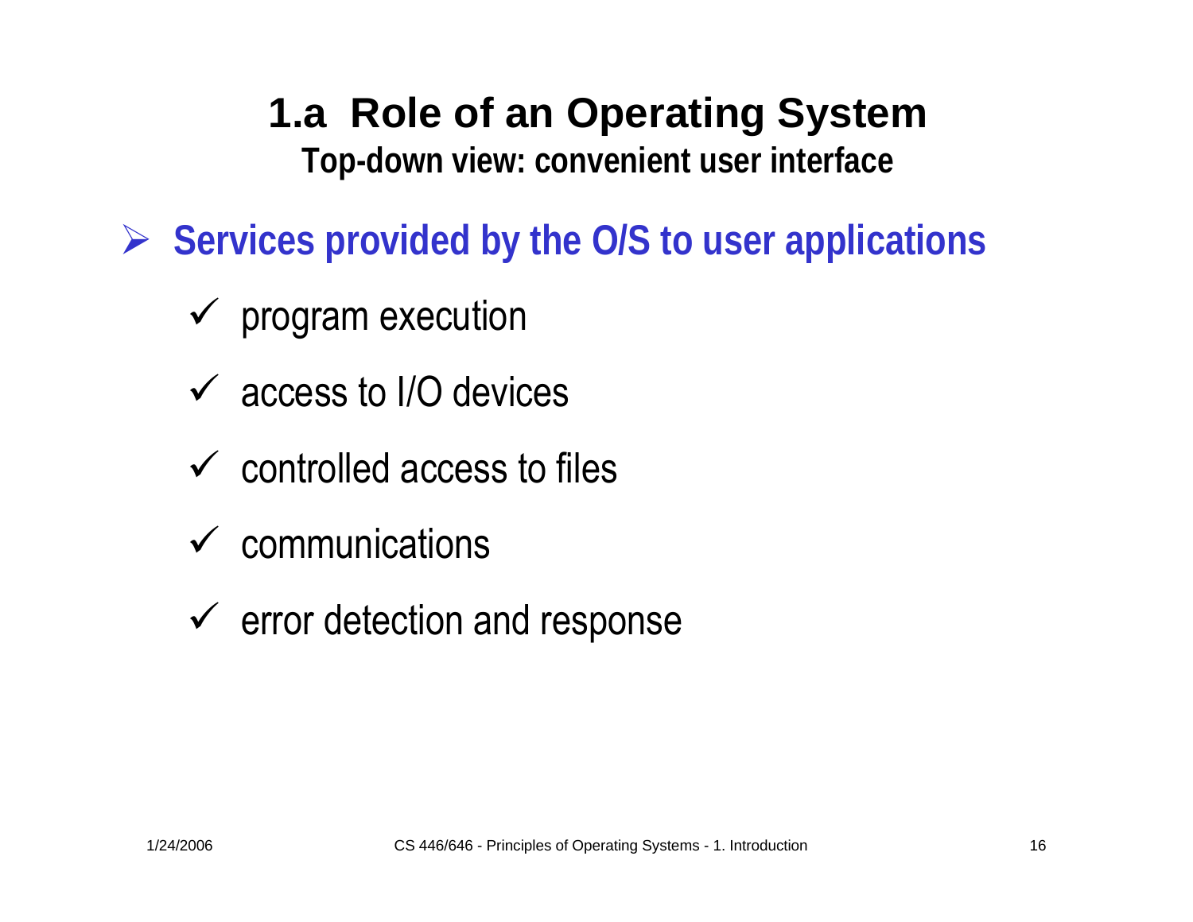# 1.a Role of an Operating System

### Top-down view: convenient user interface

- **Services provided by the O/S to user applications**
  - ✓ program execution
  - ✓ access to I/O devices
  - ✓ controlled access to files
  - ✓ communications
  - ✓ error detection and response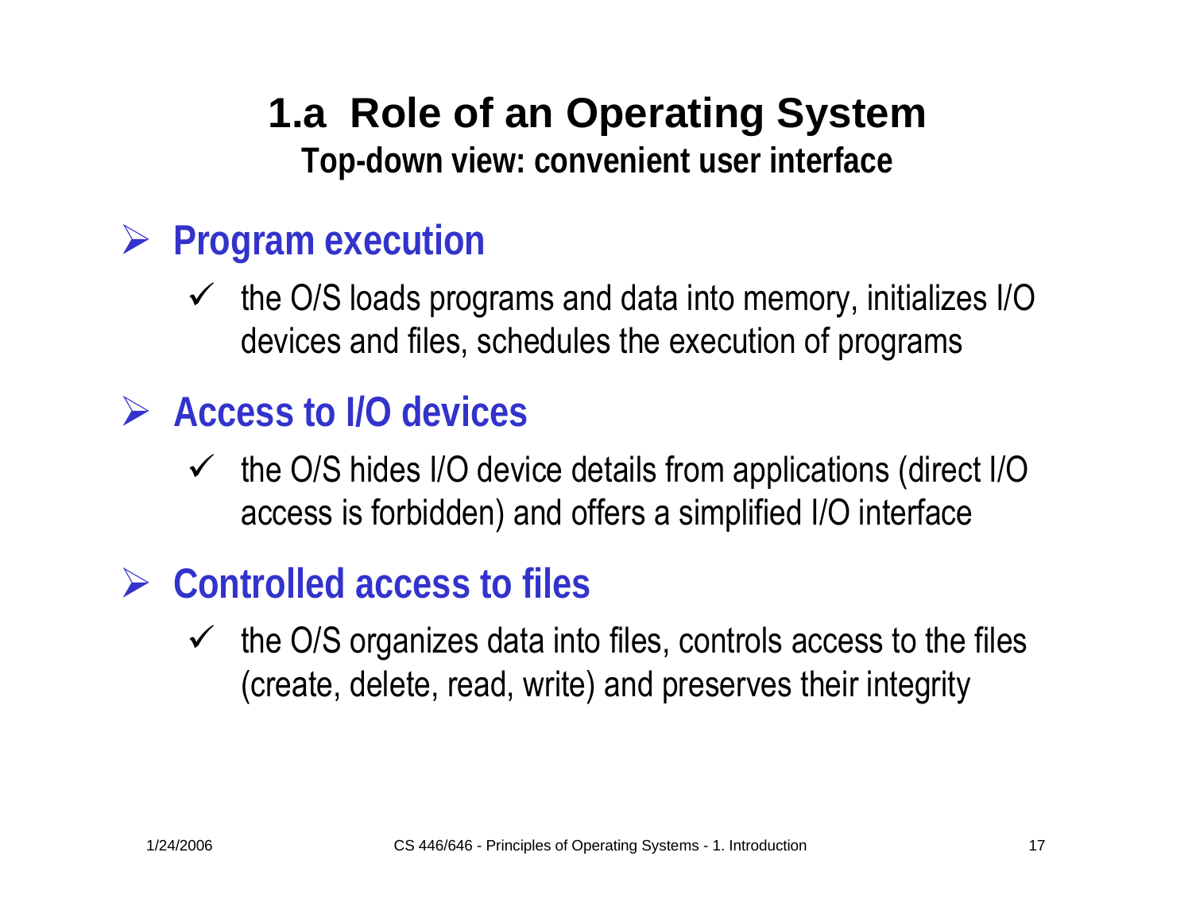# 1.a Role of an Operating System

**Top-down view: convenient user interface**

- **Program execution**
  - the O/S loads programs and data into memory, initializes I/O devices and files, schedules the execution of programs
- **Access to I/O devices**
  - the O/S hides I/O device details from applications (direct I/O access is forbidden) and offers a simplified I/O interface
- **Controlled access to files**
  - the O/S organizes data into files, controls access to the files (create, delete, read, write) and preserves their integrity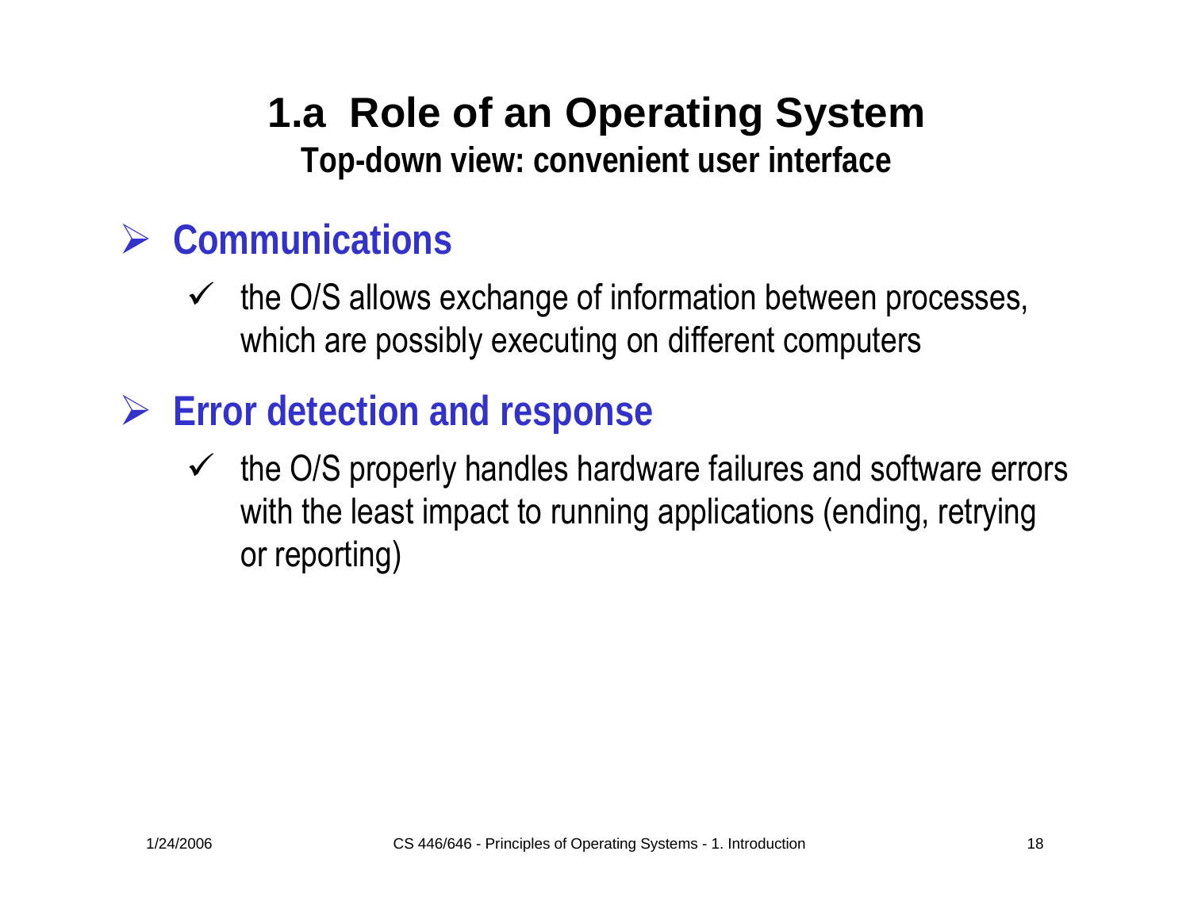# 1.a Role of an Operating System

**Top-down view: convenient user interface**

- **Communications**
  - ✓ the O/S allows exchange of information between processes, which are possibly executing on different computers

- **Error detection and response**
  - ✓ the O/S properly handles hardware failures and software errors with the least impact to running applications (ending, retrying or reporting)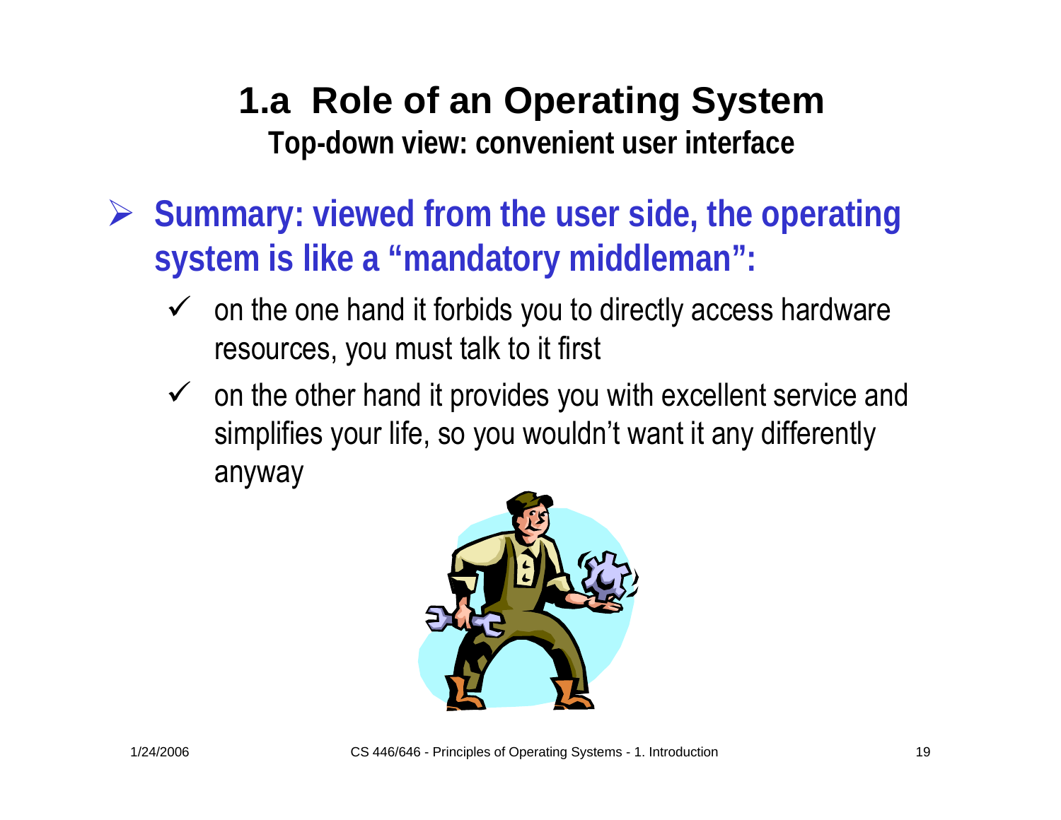# 1.a Role of an Operating System

**Top-down view: convenient user interface**

- **Summary: viewed from the user side, the operating system is like a "mandatory middleman":**
  - ✓ on the one hand it forbids you to directly access hardware resources, you must talk to it first
  - ✓ on the other hand it provides you with excellent service and simplifies your life, so you wouldn't want it any differently anyway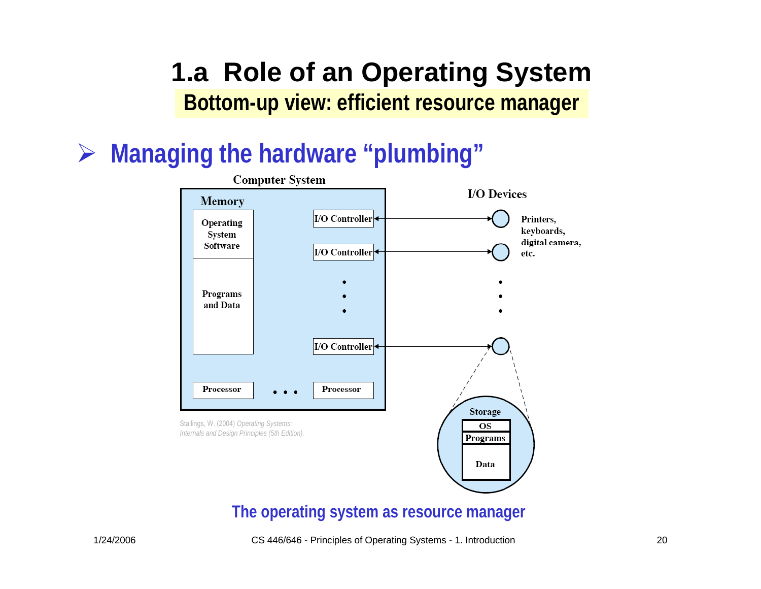# 1.a Role of an Operating System

## Bottom-up view: efficient resource manager

- **Managing the hardware "plumbing"**

Computer System

Memory

Operating System Software

Programs and Data

I/O Controller

I/O Controller

I/O Controller

Processor

Processor

I/O Devices

Printers, keyboards, digital camera, etc.

Storage

OS

Programs

Data

Stallings, W. (2004) *Operating Systems: Internals and Design Principles (5th Edition).*

The operating system as resource manager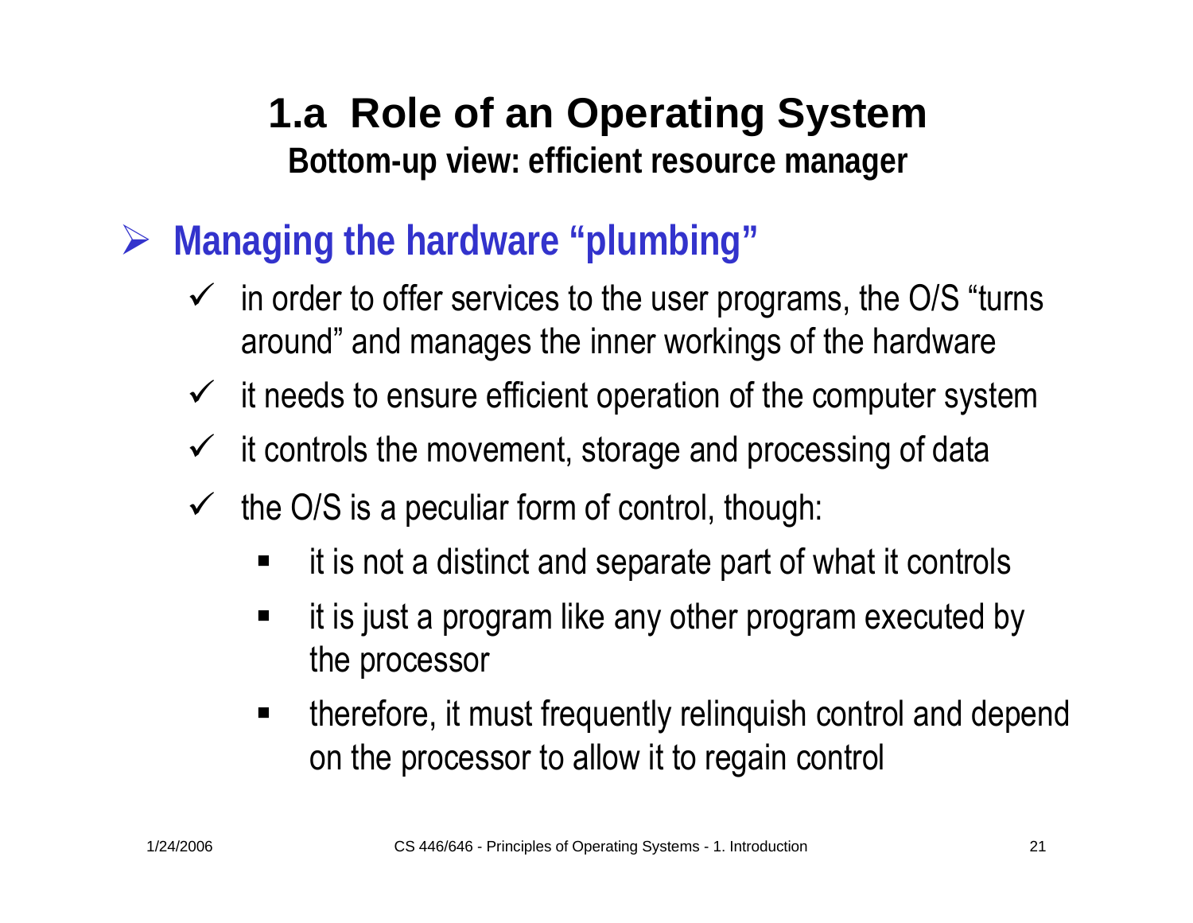# 1.a Role of an Operating System

**Bottom-up view: efficient resource manager**

- **Managing the hardware "plumbing"**
  - in order to offer services to the user programs, the O/S "turns around" and manages the inner workings of the hardware
  - it needs to ensure efficient operation of the computer system
  - it controls the movement, storage and processing of data
  - the O/S is a peculiar form of control, though:
    - it is not a distinct and separate part of what it controls
    - it is just a program like any other program executed by the processor
    - therefore, it must frequently relinquish control and depend on the processor to allow it to regain control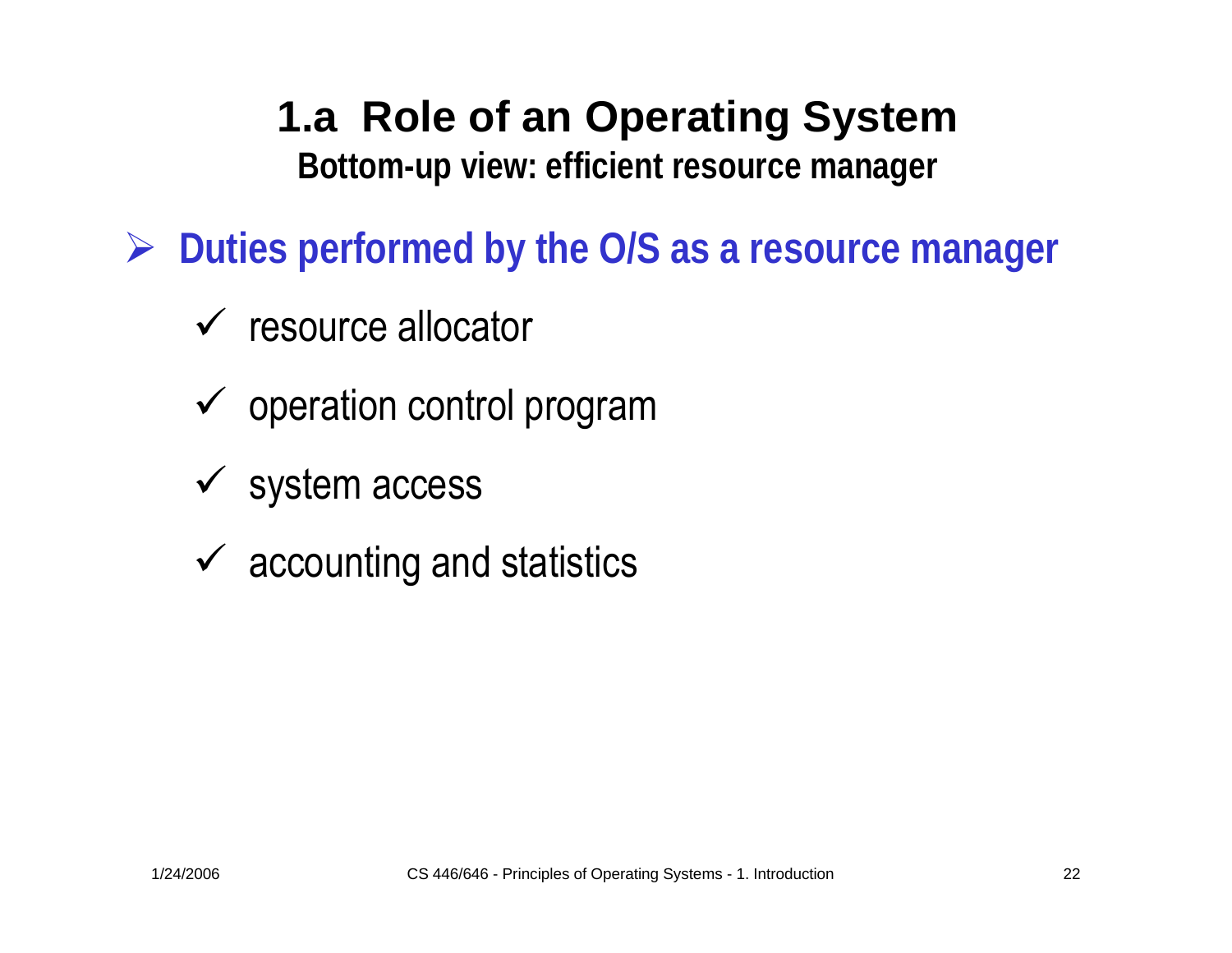# 1.a Role of an Operating System

**Bottom-up view: efficient resource manager**

- **Duties performed by the O/S as a resource manager**
  - ✓ resource allocator
  - ✓ operation control program
  - ✓ system access
  - ✓ accounting and statistics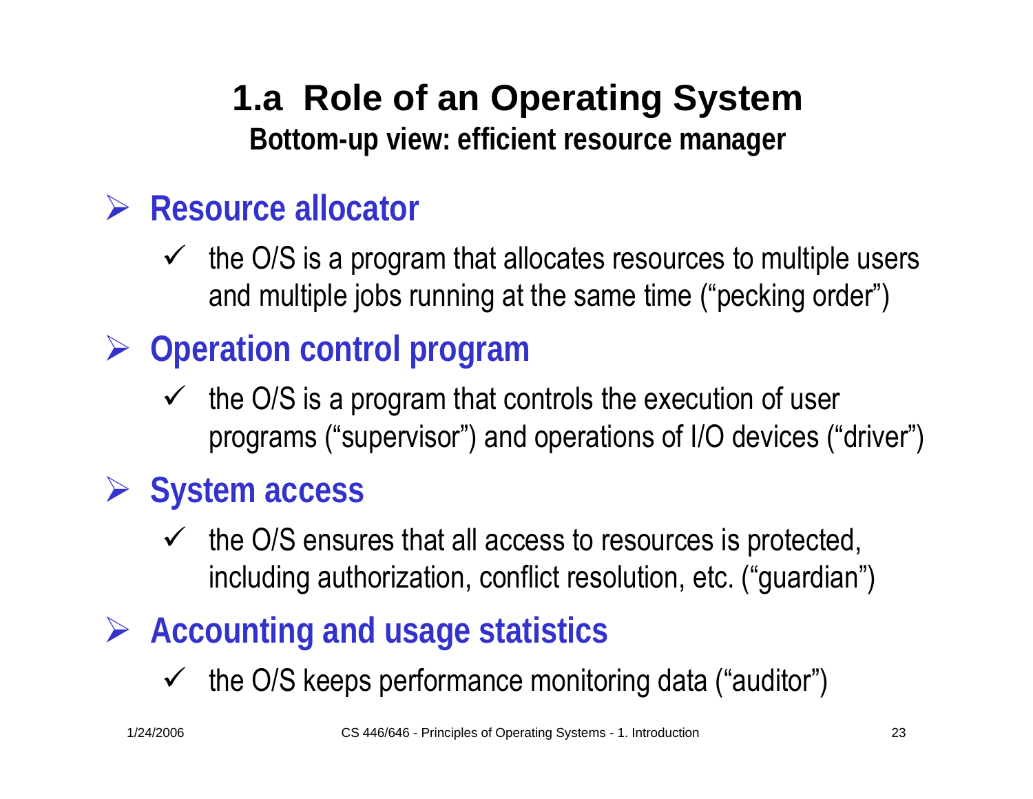# 1.a Role of an Operating System

**Bottom-up view: efficient resource manager**

- **Resource allocator**
  - the O/S is a program that allocates resources to multiple users and multiple jobs running at the same time ("pecking order")
- **Operation control program**
  - the O/S is a program that controls the execution of user programs ("supervisor") and operations of I/O devices ("driver")
- **System access**
  - the O/S ensures that all access to resources is protected, including authorization, conflict resolution, etc. ("guardian")
- **Accounting and usage statistics**
  - the O/S keeps performance monitoring data ("auditor")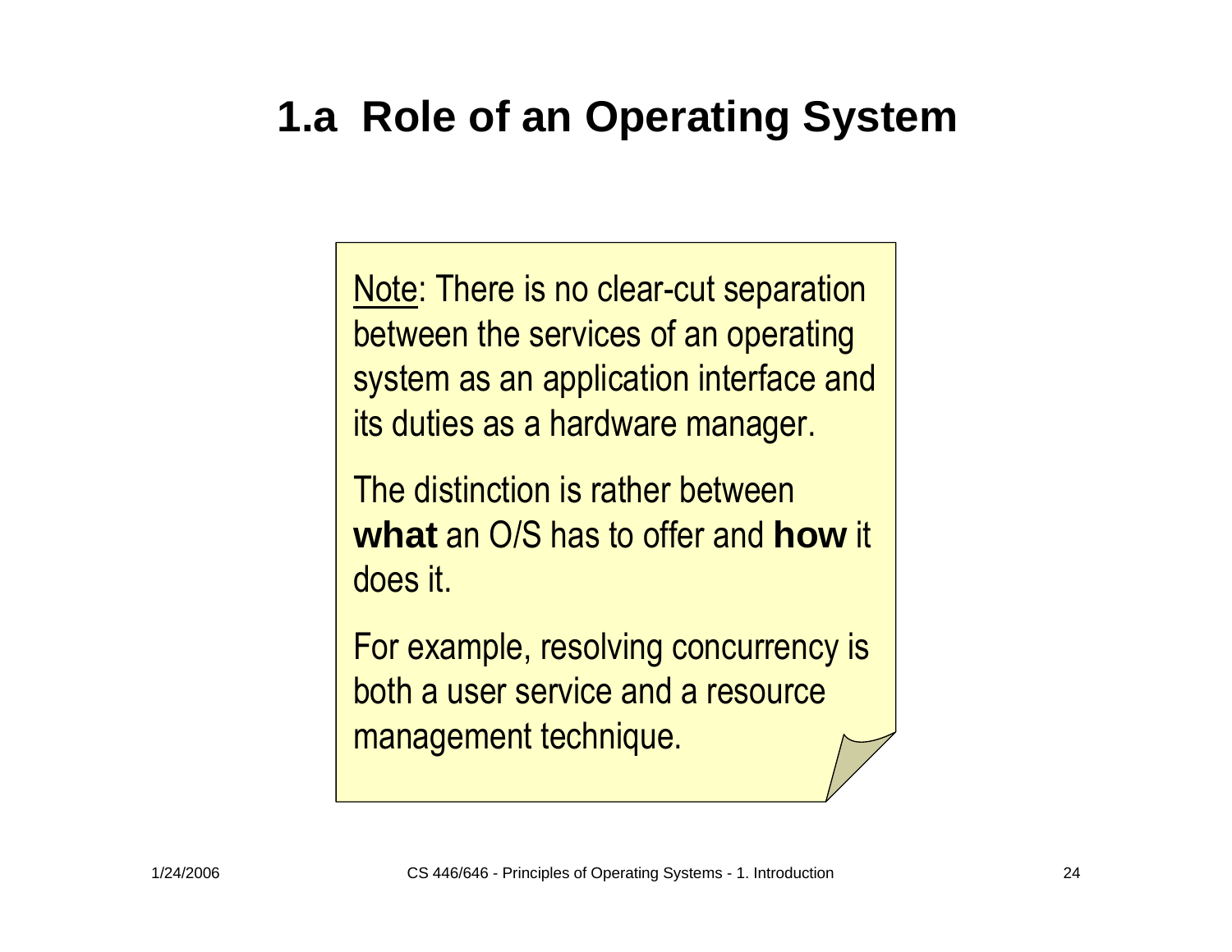# 1.a Role of an Operating System

Note: There is no clear-cut separation between the services of an operating system as an application interface and its duties as a hardware manager.

The distinction is rather between **what** an O/S has to offer and **how** it does it.

For example, resolving concurrency is both a user service and a resource management technique.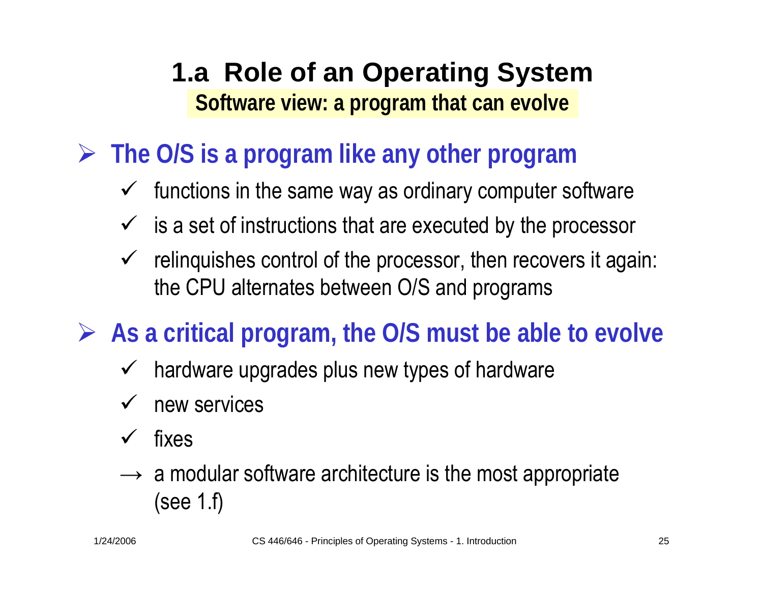# 1.a Role of an Operating System

**Software view: a program that can evolve**

- **The O/S is a program like any other program**
  - ✓ functions in the same way as ordinary computer software
  - ✓ is a set of instructions that are executed by the processor
  - ✓ relinquishes control of the processor, then recovers it again: the CPU alternates between O/S and programs

- **As a critical program, the O/S must be able to evolve**
  - ✓ hardware upgrades plus new types of hardware
  - ✓ new services
  - ✓ fixes
  - → a modular software architecture is the most appropriate (see 1.f)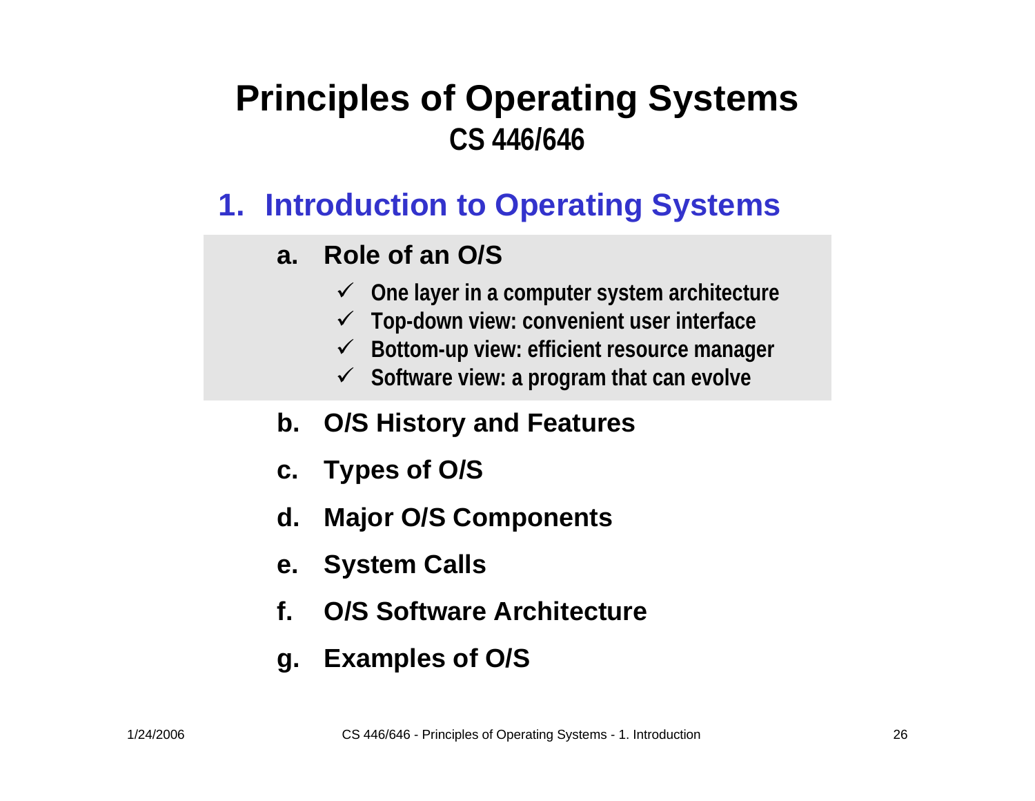# Principles of Operating Systems

## CS 446/646

## 1. Introduction to Operating Systems

a. **Role of an O/S**
   - ✓ One layer in a computer system architecture
   - ✓ Top-down view: convenient user interface
   - ✓ Bottom-up view: efficient resource manager
   - ✓ Software view: a program that can evolve

b. **O/S History and Features**

c. **Types of O/S**

d. **Major O/S Components**

e. **System Calls**

f. **O/S Software Architecture**

g. **Examples of O/S**